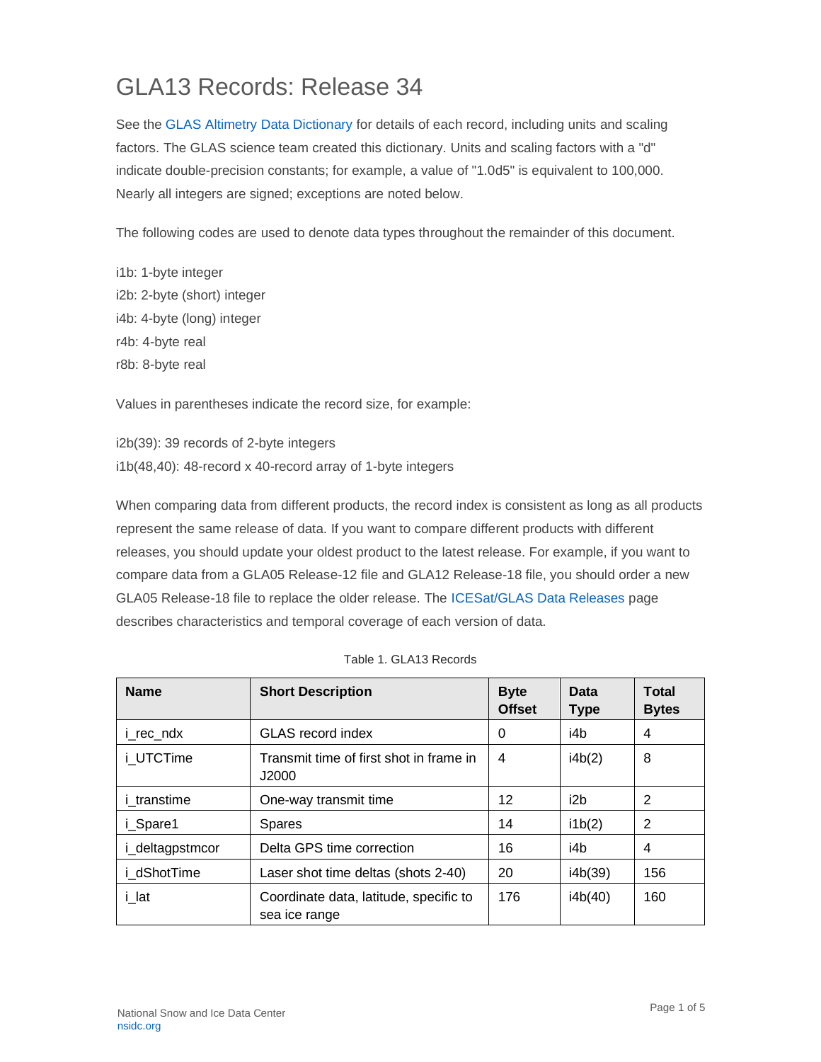# GLA13 Records: Release 34

See the GLAS Altimetry Data Dictionary for details of each record, including units and scaling factors. The GLAS science team created this dictionary. Units and scaling factors with a "d" indicate double-precision constants; for example, a value of "1.0d5" is equivalent to 100,000. Nearly all integers are signed; exceptions are noted below.

The following codes are used to denote data types throughout the remainder of this document.

i1b: 1-byte integer
i2b: 2-byte (short) integer
i4b: 4-byte (long) integer
r4b: 4-byte real
r8b: 8-byte real

Values in parentheses indicate the record size, for example:

i2b(39): 39 records of 2-byte integers
i1b(48,40): 48-record x 40-record array of 1-byte integers

When comparing data from different products, the record index is consistent as long as all products represent the same release of data. If you want to compare different products with different releases, you should update your oldest product to the latest release. For example, if you want to compare data from a GLA05 Release-12 file and GLA12 Release-18 file, you should order a new GLA05 Release-18 file to replace the older release. The ICESat/GLAS Data Releases page describes characteristics and temporal coverage of each version of data.

Table 1. GLA13 Records

| Name | Short Description | Byte Offset | Data Type | Total Bytes |
|---|---|---|---|---|
| i_rec_ndx | GLAS record index | 0 | i4b | 4 |
| i_UTCTime | Transmit time of first shot in frame in J2000 | 4 | i4b(2) | 8 |
| i_transtime | One-way transmit time | 12 | i2b | 2 |
| i_Spare1 | Spares | 14 | i1b(2) | 2 |
| i_deltagpstmcor | Delta GPS time correction | 16 | i4b | 4 |
| i_dShotTime | Laser shot time deltas (shots 2-40) | 20 | i4b(39) | 156 |
| i_lat | Coordinate data, latitude, specific to sea ice range | 176 | i4b(40) | 160 |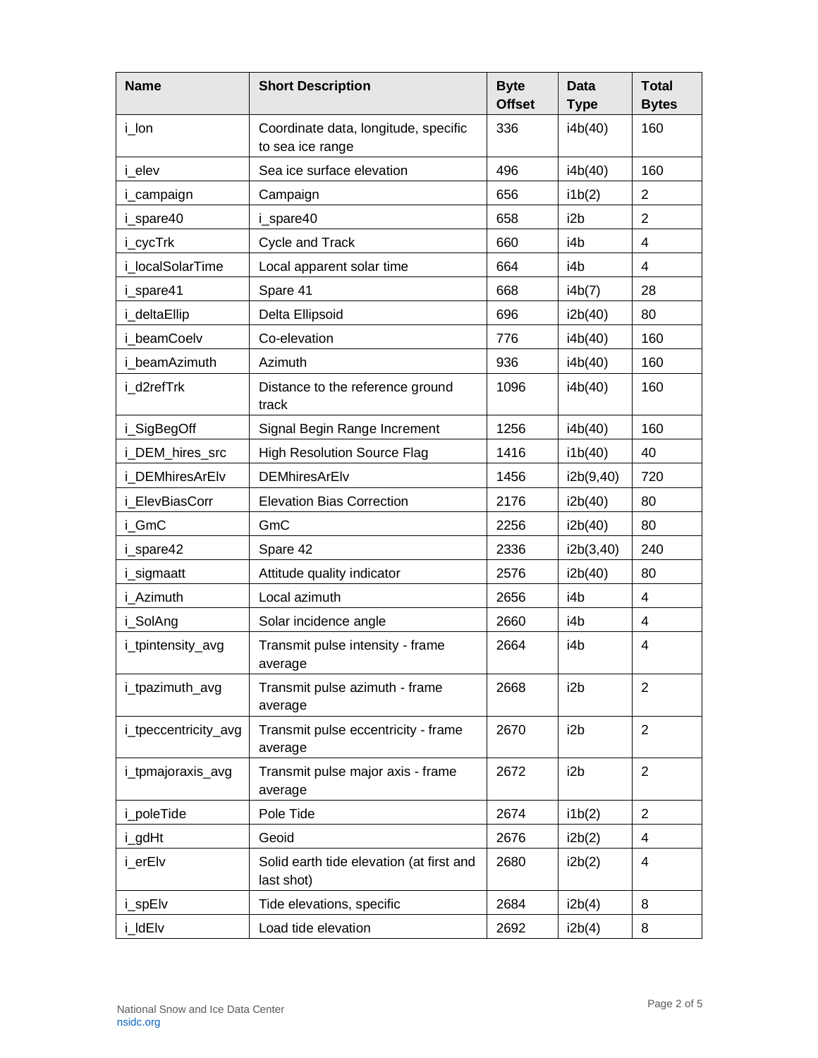| Name | Short Description | Byte Offset | Data Type | Total Bytes |
|---|---|---|---|---|
| i_lon | Coordinate data, longitude, specific to sea ice range | 336 | i4b(40) | 160 |
| i_elev | Sea ice surface elevation | 496 | i4b(40) | 160 |
| i_campaign | Campaign | 656 | i1b(2) | 2 |
| i_spare40 | i_spare40 | 658 | i2b | 2 |
| i_cycTrk | Cycle and Track | 660 | i4b | 4 |
| i_localSolarTime | Local apparent solar time | 664 | i4b | 4 |
| i_spare41 | Spare 41 | 668 | i4b(7) | 28 |
| i_deltaEllip | Delta Ellipsoid | 696 | i2b(40) | 80 |
| i_beamCoelv | Co-elevation | 776 | i4b(40) | 160 |
| i_beamAzimuth | Azimuth | 936 | i4b(40) | 160 |
| i_d2refTrk | Distance to the reference ground track | 1096 | i4b(40) | 160 |
| i_SigBegOff | Signal Begin Range Increment | 1256 | i4b(40) | 160 |
| i_DEM_hires_src | High Resolution Source Flag | 1416 | i1b(40) | 40 |
| i_DEMhiresArElv | DEMhiresArElv | 1456 | i2b(9,40) | 720 |
| i_ElevBiasCorr | Elevation Bias Correction | 2176 | i2b(40) | 80 |
| i_GmC | GmC | 2256 | i2b(40) | 80 |
| i_spare42 | Spare 42 | 2336 | i2b(3,40) | 240 |
| i_sigmaatt | Attitude quality indicator | 2576 | i2b(40) | 80 |
| i_Azimuth | Local azimuth | 2656 | i4b | 4 |
| i_SolAng | Solar incidence angle | 2660 | i4b | 4 |
| i_tpintensity_avg | Transmit pulse intensity - frame average | 2664 | i4b | 4 |
| i_tpazimuth_avg | Transmit pulse azimuth - frame average | 2668 | i2b | 2 |
| i_tpeccentricity_avg | Transmit pulse eccentricity - frame average | 2670 | i2b | 2 |
| i_tpmajoraxis_avg | Transmit pulse major axis - frame average | 2672 | i2b | 2 |
| i_poleTide | Pole Tide | 2674 | i1b(2) | 2 |
| i_gdHt | Geoid | 2676 | i2b(2) | 4 |
| i_erElv | Solid earth tide elevation (at first and last shot) | 2680 | i2b(2) | 4 |
| i_spElv | Tide elevations, specific | 2684 | i2b(4) | 8 |
| i_ldElv | Load tide elevation | 2692 | i2b(4) | 8 |

National Snow and Ice Data Center
nsidc.org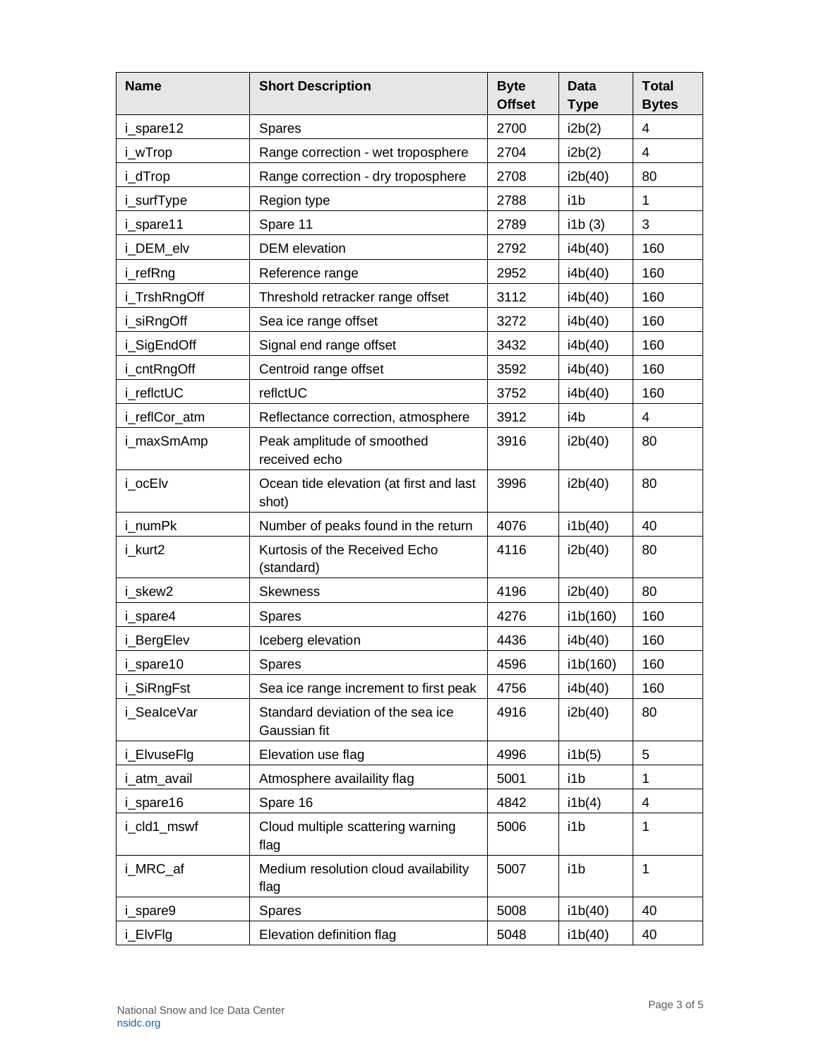| Name | Short Description | Byte Offset | Data Type | Total Bytes |
|---|---|---|---|---|
| i_spare12 | Spares | 2700 | i2b(2) | 4 |
| i_wTrop | Range correction - wet troposphere | 2704 | i2b(2) | 4 |
| i_dTrop | Range correction - dry troposphere | 2708 | i2b(40) | 80 |
| i_surfType | Region type | 2788 | i1b | 1 |
| i_spare11 | Spare 11 | 2789 | i1b (3) | 3 |
| i_DEM_elv | DEM elevation | 2792 | i4b(40) | 160 |
| i_refRng | Reference range | 2952 | i4b(40) | 160 |
| i_TrshRngOff | Threshold retracker range offset | 3112 | i4b(40) | 160 |
| i_siRngOff | Sea ice range offset | 3272 | i4b(40) | 160 |
| i_SigEndOff | Signal end range offset | 3432 | i4b(40) | 160 |
| i_cntRngOff | Centroid range offset | 3592 | i4b(40) | 160 |
| i_reflctUC | reflctUC | 3752 | i4b(40) | 160 |
| i_reflCor_atm | Reflectance correction, atmosphere | 3912 | i4b | 4 |
| i_maxSmAmp | Peak amplitude of smoothed received echo | 3916 | i2b(40) | 80 |
| i_ocElv | Ocean tide elevation (at first and last shot) | 3996 | i2b(40) | 80 |
| i_numPk | Number of peaks found in the return | 4076 | i1b(40) | 40 |
| i_kurt2 | Kurtosis of the Received Echo (standard) | 4116 | i2b(40) | 80 |
| i_skew2 | Skewness | 4196 | i2b(40) | 80 |
| i_spare4 | Spares | 4276 | i1b(160) | 160 |
| i_BergElev | Iceberg elevation | 4436 | i4b(40) | 160 |
| i_spare10 | Spares | 4596 | i1b(160) | 160 |
| i_SiRngFst | Sea ice range increment to first peak | 4756 | i4b(40) | 160 |
| i_SeaIceVar | Standard deviation of the sea ice Gaussian fit | 4916 | i2b(40) | 80 |
| i_ElvuseFlg | Elevation use flag | 4996 | i1b(5) | 5 |
| i_atm_avail | Atmosphere availaility flag | 5001 | i1b | 1 |
| i_spare16 | Spare 16 | 4842 | i1b(4) | 4 |
| i_cld1_mswf | Cloud multiple scattering warning flag | 5006 | i1b | 1 |
| i_MRC_af | Medium resolution cloud availability flag | 5007 | i1b | 1 |
| i_spare9 | Spares | 5008 | i1b(40) | 40 |
| i_ElvFlg | Elevation definition flag | 5048 | i1b(40) | 40 |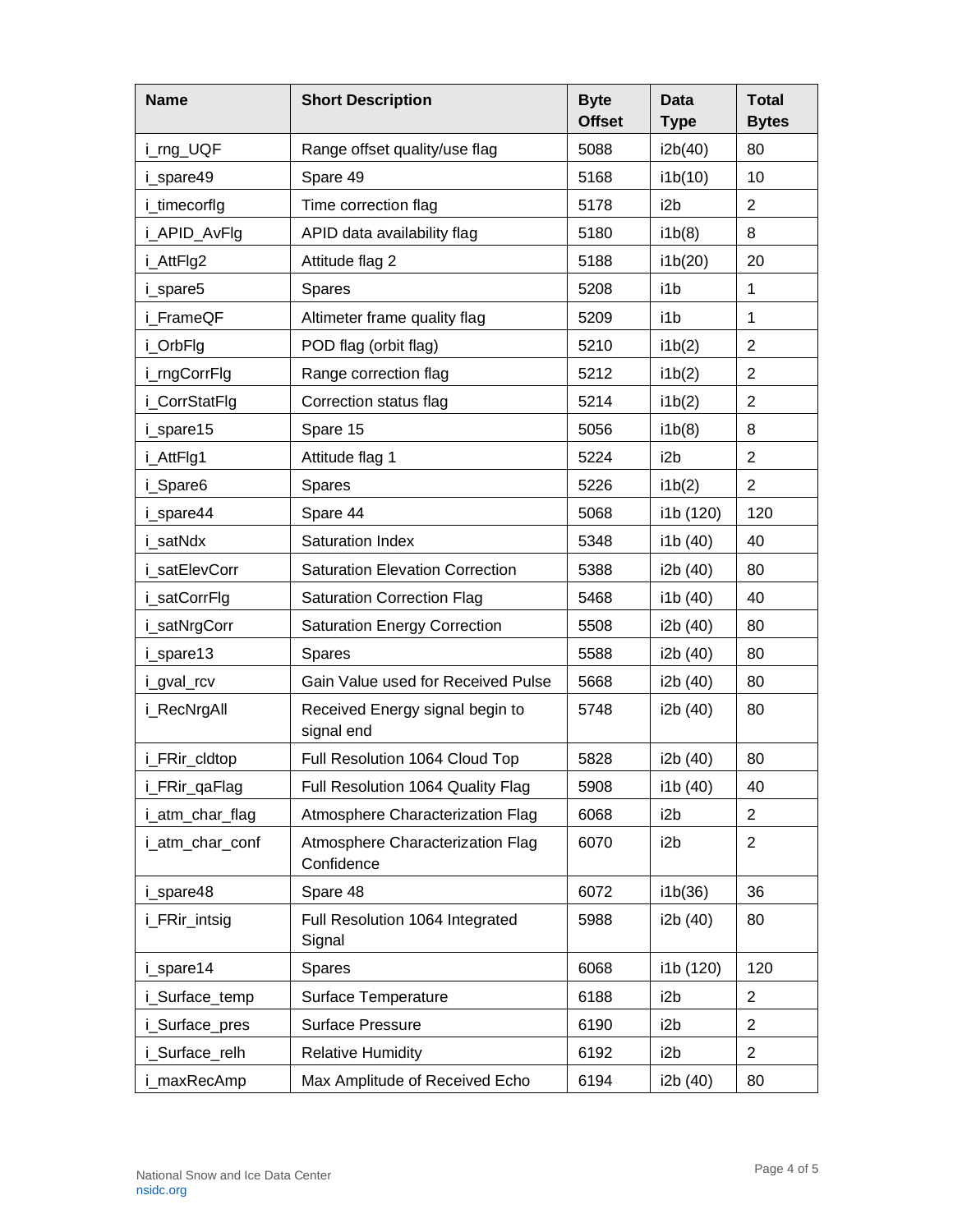| Name | Short Description | Byte Offset | Data Type | Total Bytes |
|---|---|---|---|---|
| i_rng_UQF | Range offset quality/use flag | 5088 | i2b(40) | 80 |
| i_spare49 | Spare 49 | 5168 | i1b(10) | 10 |
| i_timecorflg | Time correction flag | 5178 | i2b | 2 |
| i_APID_AvFlg | APID data availability flag | 5180 | i1b(8) | 8 |
| i_AttFlg2 | Attitude flag 2 | 5188 | i1b(20) | 20 |
| i_spare5 | Spares | 5208 | i1b | 1 |
| i_FrameQF | Altimeter frame quality flag | 5209 | i1b | 1 |
| i_OrbFlg | POD flag (orbit flag) | 5210 | i1b(2) | 2 |
| i_rngCorrFlg | Range correction flag | 5212 | i1b(2) | 2 |
| i_CorrStatFlg | Correction status flag | 5214 | i1b(2) | 2 |
| i_spare15 | Spare 15 | 5056 | i1b(8) | 8 |
| i_AttFlg1 | Attitude flag 1 | 5224 | i2b | 2 |
| i_Spare6 | Spares | 5226 | i1b(2) | 2 |
| i_spare44 | Spare 44 | 5068 | i1b (120) | 120 |
| i_satNdx | Saturation Index | 5348 | i1b (40) | 40 |
| i_satElevCorr | Saturation Elevation Correction | 5388 | i2b (40) | 80 |
| i_satCorrFlg | Saturation Correction Flag | 5468 | i1b (40) | 40 |
| i_satNrgCorr | Saturation Energy Correction | 5508 | i2b (40) | 80 |
| i_spare13 | Spares | 5588 | i2b (40) | 80 |
| i_gval_rcv | Gain Value used for Received Pulse | 5668 | i2b (40) | 80 |
| i_RecNrgAll | Received Energy signal begin to signal end | 5748 | i2b (40) | 80 |
| i_FRir_cldtop | Full Resolution 1064 Cloud Top | 5828 | i2b (40) | 80 |
| i_FRir_qaFlag | Full Resolution 1064 Quality Flag | 5908 | i1b (40) | 40 |
| i_atm_char_flag | Atmosphere Characterization Flag | 6068 | i2b | 2 |
| i_atm_char_conf | Atmosphere Characterization Flag Confidence | 6070 | i2b | 2 |
| i_spare48 | Spare 48 | 6072 | i1b(36) | 36 |
| i_FRir_intsig | Full Resolution 1064 Integrated Signal | 5988 | i2b (40) | 80 |
| i_spare14 | Spares | 6068 | i1b (120) | 120 |
| i_Surface_temp | Surface Temperature | 6188 | i2b | 2 |
| i_Surface_pres | Surface Pressure | 6190 | i2b | 2 |
| i_Surface_relh | Relative Humidity | 6192 | i2b | 2 |
| i_maxRecAmp | Max Amplitude of Received Echo | 6194 | i2b (40) | 80 |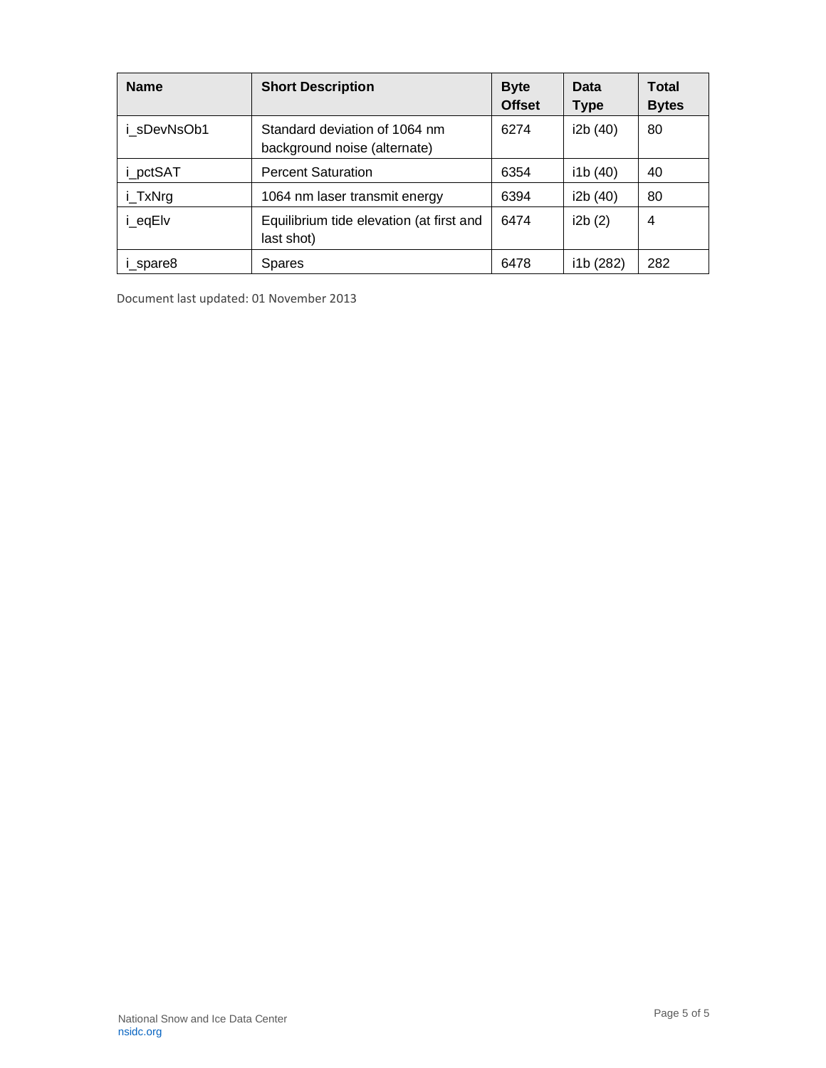| Name | Short Description | Byte Offset | Data Type | Total Bytes |
|---|---|---|---|---|
| i_sDevNsOb1 | Standard deviation of 1064 nm background noise (alternate) | 6274 | i2b (40) | 80 |
| i_pctSAT | Percent Saturation | 6354 | i1b (40) | 40 |
| i_TxNrg | 1064 nm laser transmit energy | 6394 | i2b (40) | 80 |
| i_eqElv | Equilibrium tide elevation (at first and last shot) | 6474 | i2b (2) | 4 |
| i_spare8 | Spares | 6478 | i1b (282) | 282 |

Document last updated: 01 November 2013